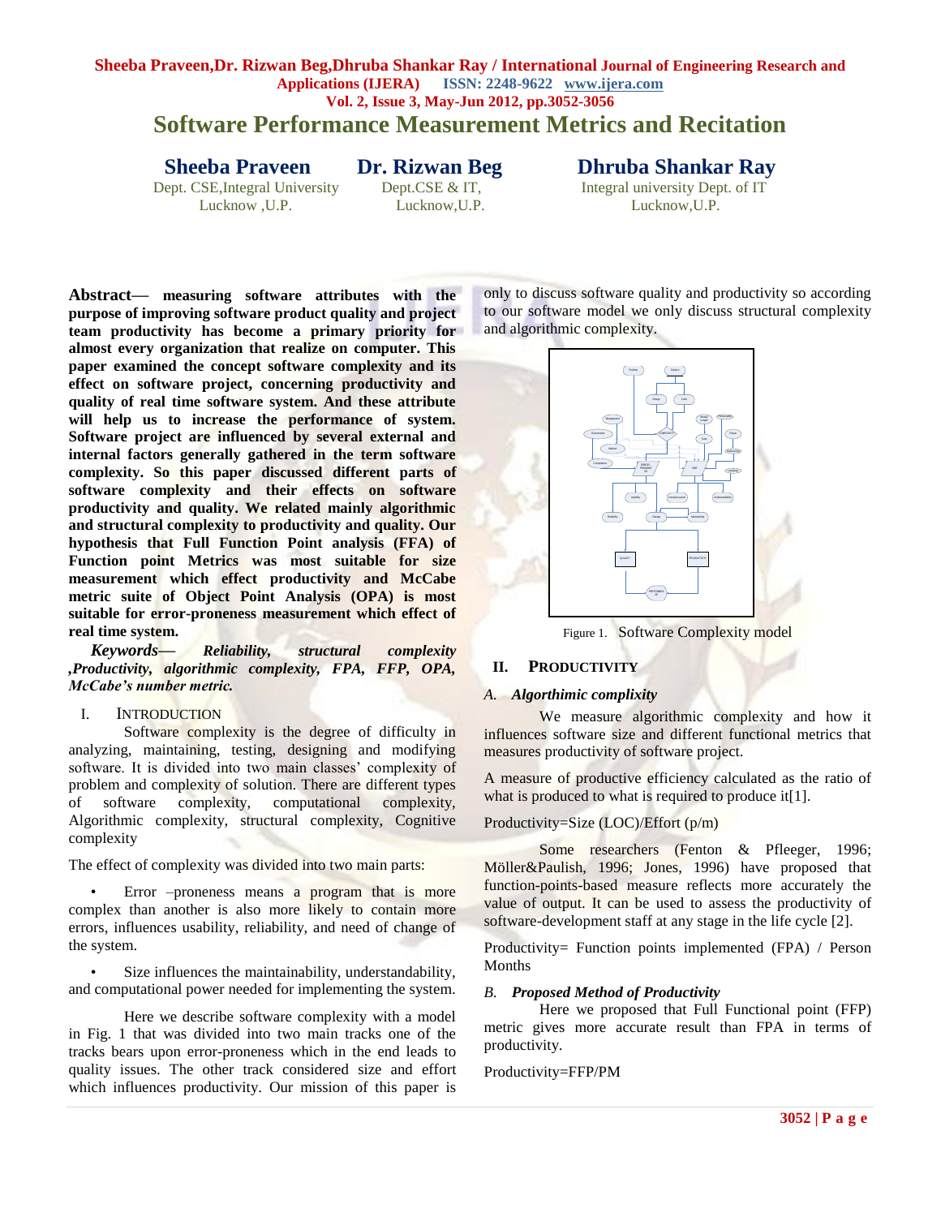# Software Performance Measurement Metrics and Recitation

**Sheeba Praveen**
Dept. CSE,Integral University
Lucknow ,U.P.

**Dr. Rizwan Beg**
Dept.CSE & IT,
Lucknow,U.P.

**Dhruba Shankar Ray**
Integral university Dept. of IT
Lucknow,U.P.

**Abstract— measuring software attributes with the purpose of improving software product quality and project team productivity has become a primary priority for almost every organization that realize on computer. This paper examined the concept software complexity and its effect on software project, concerning productivity and quality of real time software system. And these attribute will help us to increase the performance of system. Software project are influenced by several external and internal factors generally gathered in the term software complexity. So this paper discussed different parts of software complexity and their effects on software productivity and quality. We related mainly algorithmic and structural complexity to productivity and quality. Our hypothesis that Full Function Point analysis (FFA) of Function point Metrics was most suitable for size measurement which effect productivity and McCabe metric suite of Object Point Analysis (OPA) is most suitable for error-proneness measurement which effect of real time system.**

***Keywords— Reliability, structural complexity ,Productivity, algorithmic complexity, FPA, FFP, OPA, McCabe's number metric.***

## I. Introduction

Software complexity is the degree of difficulty in analyzing, maintaining, testing, designing and modifying software. It is divided into two main classes' complexity of problem and complexity of solution. There are different types of software complexity, computational complexity, Algorithmic complexity, structural complexity, Cognitive complexity

The effect of complexity was divided into two main parts:

- Error –proneness means a program that is more complex than another is also more likely to contain more errors, influences usability, reliability, and need of change of the system.
- Size influences the maintainability, understandability, and computational power needed for implementing the system.

Here we describe software complexity with a model in Fig. 1 that was divided into two main tracks one of the tracks bears upon error-proneness which in the end leads to quality issues. The other track considered size and effort which influences productivity. Our mission of this paper is only to discuss software quality and productivity so according to our software model we only discuss structural complexity and algorithmic complexity.

Figure 1. Software Complexity model

## II. Productivity

### *A. Algorthimic complixity*

We measure algorithmic complexity and how it influences software size and different functional metrics that measures productivity of software project.

A measure of productive efficiency calculated as the ratio of what is produced to what is required to produce it[1].

Productivity=Size (LOC)/Effort (p/m)

Some researchers (Fenton & Pfleeger, 1996; Möller&Paulish, 1996; Jones, 1996) have proposed that function-points-based measure reflects more accurately the value of output. It can be used to assess the productivity of software-development staff at any stage in the life cycle [2].

Productivity= Function points implemented (FPA) / Person Months

### *B. Proposed Method of Productivity*

Here we proposed that Full Functional point (FFP) metric gives more accurate result than FPA in terms of productivity.

Productivity=FFP/PM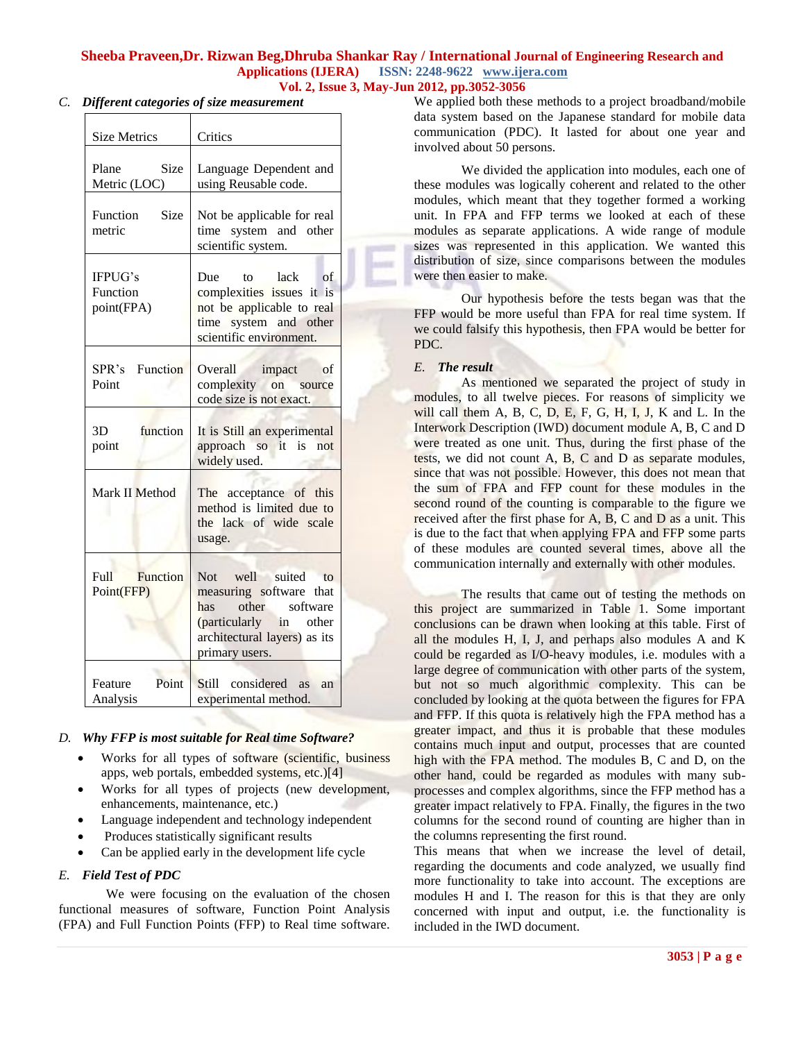### *C. Different categories of size measurement*

| Size Metrics | Critics |
|---|---|
| Plane Size Metric (LOC) | Language Dependent and using Reusable code. |
| Function Size metric | Not be applicable for real time system and other scientific system. |
| IFPUG's Function point(FPA) | Due to lack of complexities issues it is not be applicable to real time system and other scientific environment. |
| SPR's Function Point | Overall impact of complexity on source code size is not exact. |
| 3D function point | It is Still an experimental approach so it is not widely used. |
| Mark II Method | The acceptance of this method is limited due to the lack of wide scale usage. |
| Full Function Point(FFP) | Not well suited to measuring software that has other software (particularly in other architectural layers) as its primary users. |
| Feature Point Analysis | Still considered as an experimental method. |

### *D. Why FFP is most suitable for Real time Software?*

- Works for all types of software (scientific, business apps, web portals, embedded systems, etc.)[4]
- Works for all types of projects (new development, enhancements, maintenance, etc.)
- Language independent and technology independent
- Produces statistically significant results
- Can be applied early in the development life cycle

### *E. Field Test of PDC*

We were focusing on the evaluation of the chosen functional measures of software, Function Point Analysis (FPA) and Full Function Points (FFP) to Real time software. We applied both these methods to a project broadband/mobile data system based on the Japanese standard for mobile data communication (PDC). It lasted for about one year and involved about 50 persons.

We divided the application into modules, each one of these modules was logically coherent and related to the other modules, which meant that they together formed a working unit. In FPA and FFP terms we looked at each of these modules as separate applications. A wide range of module sizes was represented in this application. We wanted this distribution of size, since comparisons between the modules were then easier to make.

Our hypothesis before the tests began was that the FFP would be more useful than FPA for real time system. If we could falsify this hypothesis, then FPA would be better for PDC.

### *E. The result*

As mentioned we separated the project of study in modules, to all twelve pieces. For reasons of simplicity we will call them A, B, C, D, E, F, G, H, I, J, K and L. In the Interwork Description (IWD) document module A, B, C and D were treated as one unit. Thus, during the first phase of the tests, we did not count A, B, C and D as separate modules, since that was not possible. However, this does not mean that the sum of FPA and FFP count for these modules in the second round of the counting is comparable to the figure we received after the first phase for A, B, C and D as a unit. This is due to the fact that when applying FPA and FFP some parts of these modules are counted several times, above all the communication internally and externally with other modules.

The results that came out of testing the methods on this project are summarized in Table 1. Some important conclusions can be drawn when looking at this table. First of all the modules H, I, J, and perhaps also modules A and K could be regarded as I/O-heavy modules, i.e. modules with a large degree of communication with other parts of the system, but not so much algorithmic complexity. This can be concluded by looking at the quota between the figures for FPA and FFP. If this quota is relatively high the FPA method has a greater impact, and thus it is probable that these modules contains much input and output, processes that are counted high with the FPA method. The modules B, C and D, on the other hand, could be regarded as modules with many sub-processes and complex algorithms, since the FFP method has a greater impact relatively to FPA. Finally, the figures in the two columns for the second round of counting are higher than in the columns representing the first round.

This means that when we increase the level of detail, regarding the documents and code analyzed, we usually find more functionality to take into account. The exceptions are modules H and I. The reason for this is that they are only concerned with input and output, i.e. the functionality is included in the IWD document.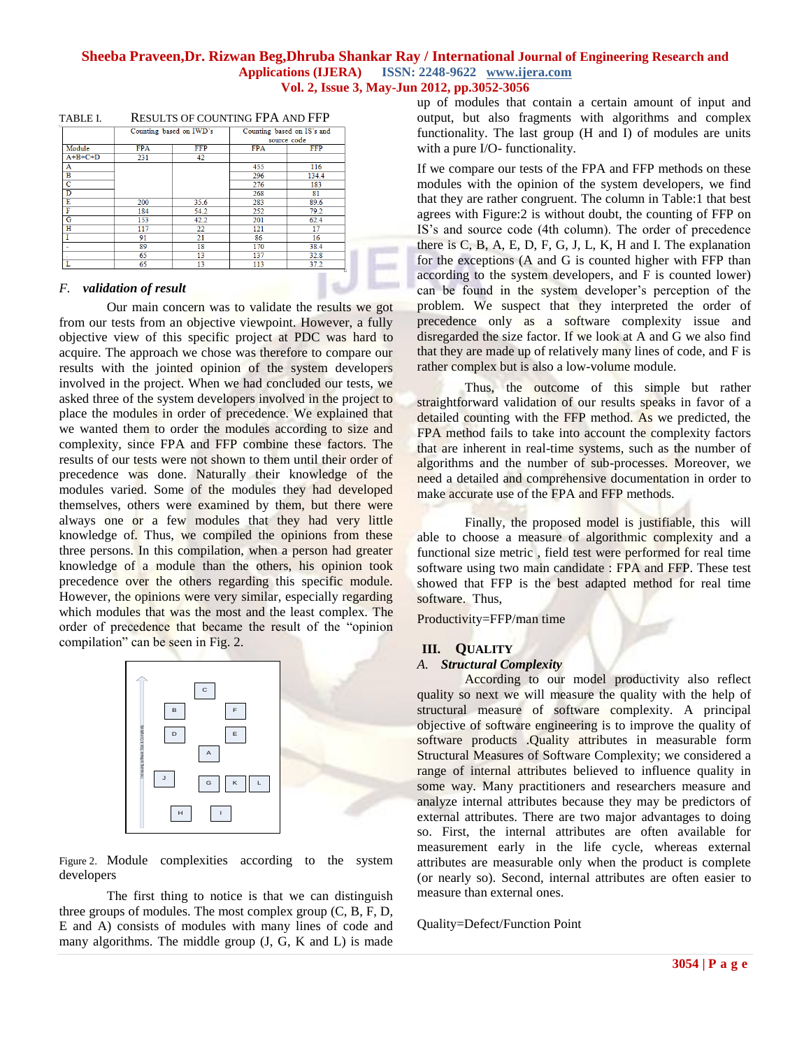TABLE I. RESULTS OF COUNTING FPA AND FFP

| | Counting based on IWD's | | Counting based on IS's and source code | |
|---|---|---|---|---|
| Module | FPA | FFP | FPA | FFP |
| A+B+C+D | 231 | 42 | | |
| A | | | 455 | 116 |
| B | | | 296 | 134.4 |
| C | | | 276 | 183 |
| D | | | 268 | 81 |
| E | 200 | 35.6 | 283 | 89.6 |
| F | 184 | 54.2 | 252 | 79.2 |
| G | 153 | 42.2 | 201 | 62.4 |
| H | 117 | 22 | 121 | 17 |
| I | 91 | 21 | 86 | 16 |
| - | 89 | 18 | 170 | 38.4 |
| - | 65 | 13 | 137 | 32.8 |
| L | 65 | 13 | 113 | 37.2 |

### *F. validation of result*

Our main concern was to validate the results we got from our tests from an objective viewpoint. However, a fully objective view of this specific project at PDC was hard to acquire. The approach we chose was therefore to compare our results with the jointed opinion of the system developers involved in the project. When we had concluded our tests, we asked three of the system developers involved in the project to place the modules in order of precedence. We explained that we wanted them to order the modules according to size and complexity, since FPA and FFP combine these factors. The results of our tests were not shown to them until their order of precedence was done. Naturally their knowledge of the modules varied. Some of the modules they had developed themselves, others were examined by them, but there were always one or a few modules that they had very little knowledge of. Thus, we compiled the opinions from these three persons. In this compilation, when a person had greater knowledge of a module than the others, his opinion took precedence over the others regarding this specific module. However, the opinions were very similar, especially regarding which modules that was the most and the least complex. The order of precedence that became the result of the "opinion compilation" can be seen in Fig. 2.

Figure 2. Module complexities according to the system developers

The first thing to notice is that we can distinguish three groups of modules. The most complex group (C, B, F, D, E and A) consists of modules with many lines of code and many algorithms. The middle group (J, G, K and L) is made up of modules that contain a certain amount of input and output, but also fragments with algorithms and complex functionality. The last group (H and I) of modules are units with a pure I/O- functionality.

If we compare our tests of the FPA and FFP methods on these modules with the opinion of the system developers, we find that they are rather congruent. The column in Table:1 that best agrees with Figure:2 is without doubt, the counting of FFP on IS's and source code (4th column). The order of precedence there is C, B, A, E, D, F, G, J, L, K, H and I. The explanation for the exceptions (A and G is counted higher with FFP than according to the system developers, and F is counted lower) can be found in the system developer's perception of the problem. We suspect that they interpreted the order of precedence only as a software complexity issue and disregarded the size factor. If we look at A and G we also find that they are made up of relatively many lines of code, and F is rather complex but is also a low-volume module.

Thus, the outcome of this simple but rather straightforward validation of our results speaks in favor of a detailed counting with the FFP method. As we predicted, the FPA method fails to take into account the complexity factors that are inherent in real-time systems, such as the number of algorithms and the number of sub-processes. Moreover, we need a detailed and comprehensive documentation in order to make accurate use of the FPA and FFP methods.

Finally, the proposed model is justifiable, this will able to choose a measure of algorithmic complexity and a functional size metric , field test were performed for real time software using two main candidate : FPA and FFP. These test showed that FFP is the best adapted method for real time software. Thus,

Productivity=FFP/man time

## III. QUALITY

### *A. Structural Complexity*

According to our model productivity also reflect quality so next we will measure the quality with the help of structural measure of software complexity. A principal objective of software engineering is to improve the quality of software products .Quality attributes in measurable form Structural Measures of Software Complexity; we considered a range of internal attributes believed to influence quality in some way. Many practitioners and researchers measure and analyze internal attributes because they may be predictors of external attributes. There are two major advantages to doing so. First, the internal attributes are often available for measurement early in the life cycle, whereas external attributes are measurable only when the product is complete (or nearly so). Second, internal attributes are often easier to measure than external ones.

Quality=Defect/Function Point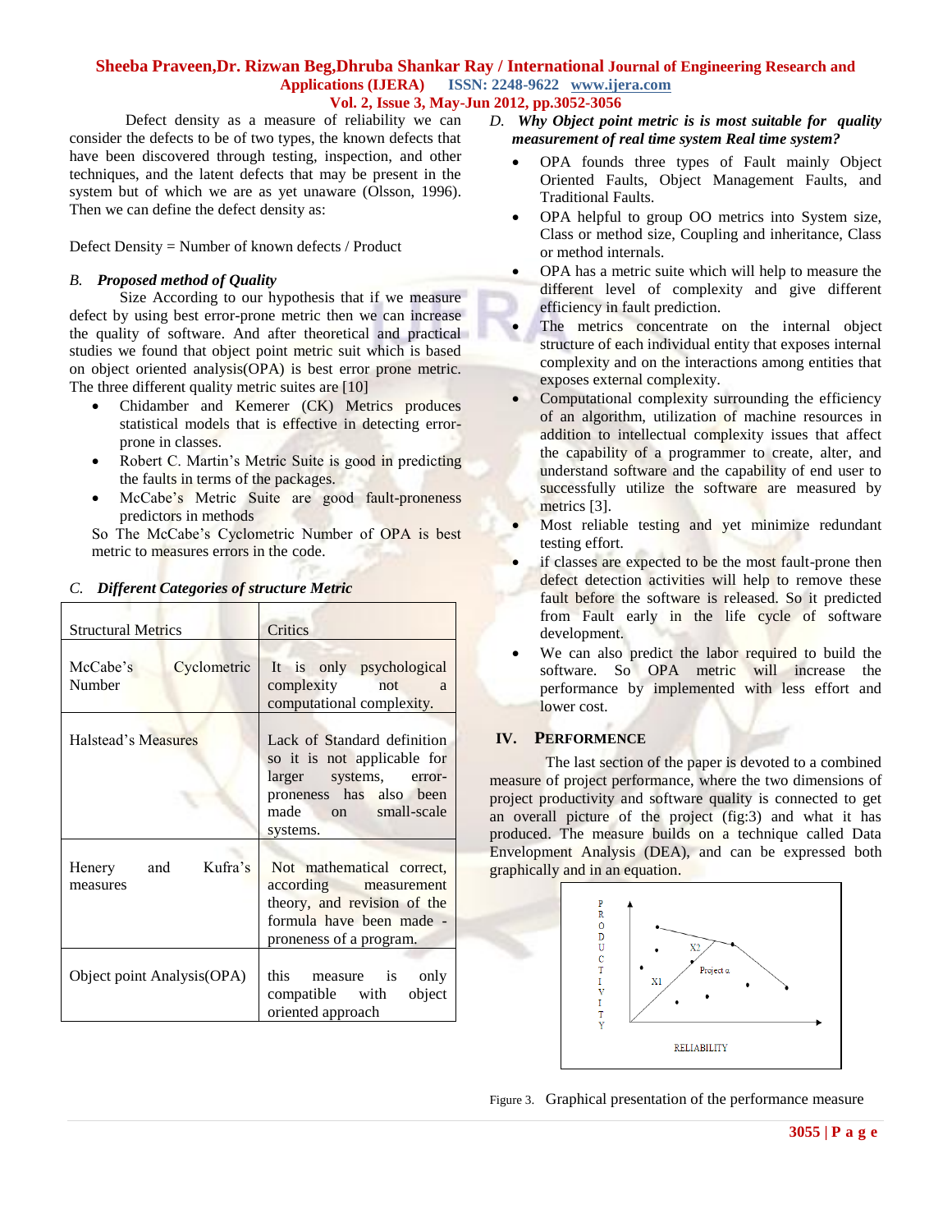Defect density as a measure of reliability we can consider the defects to be of two types, the known defects that have been discovered through testing, inspection, and other techniques, and the latent defects that may be present in the system but of which we are as yet unaware (Olsson, 1996). Then we can define the defect density as:

Defect Density = Number of known defects / Product

### *B. Proposed method of Quality*

Size According to our hypothesis that if we measure defect by using best error-prone metric then we can increase the quality of software. And after theoretical and practical studies we found that object point metric suit which is based on object oriented analysis(OPA) is best error prone metric. The three different quality metric suites are [10]

- Chidamber and Kemerer (CK) Metrics produces statistical models that is effective in detecting error-prone in classes.
- Robert C. Martin's Metric Suite is good in predicting the faults in terms of the packages.
- McCabe's Metric Suite are good fault-proneness predictors in methods

So The McCabe's Cyclometric Number of OPA is best metric to measures errors in the code.

### *C. Different Categories of structure Metric*

| Structural Metrics | Critics |
|---|---|
| McCabe's Cyclometric Number | It is only psychological complexity not a computational complexity. |
| Halstead's Measures | Lack of Standard definition so it is not applicable for larger systems, error-proneness has also been made on small-scale systems. |
| Henery and Kufra's measures | Not mathematical correct, according measurement theory, and revision of the formula have been made - proneness of a program. |
| Object point Analysis(OPA) | this measure is only compatible with object oriented approach |

### *D. Why Object point metric is is most suitable for quality measurement of real time system Real time system?*

- OPA founds three types of Fault mainly Object Oriented Faults, Object Management Faults, and Traditional Faults.
- OPA helpful to group OO metrics into System size, Class or method size, Coupling and inheritance, Class or method internals.
- OPA has a metric suite which will help to measure the different level of complexity and give different efficiency in fault prediction.
- The metrics concentrate on the internal object structure of each individual entity that exposes internal complexity and on the interactions among entities that exposes external complexity.
- Computational complexity surrounding the efficiency of an algorithm, utilization of machine resources in addition to intellectual complexity issues that affect the capability of a programmer to create, alter, and understand software and the capability of end user to successfully utilize the software are measured by metrics [3].
- Most reliable testing and yet minimize redundant testing effort.
- if classes are expected to be the most fault-prone then defect detection activities will help to remove these fault before the software is released. So it predicted from Fault early in the life cycle of software development.
- We can also predict the labor required to build the software. So OPA metric will increase the performance by implemented with less effort and lower cost.

## IV. PERFORMENCE

The last section of the paper is devoted to a combined measure of project performance, where the two dimensions of project productivity and software quality is connected to get an overall picture of the project (fig:3) and what it has produced. The measure builds on a technique called Data Envelopment Analysis (DEA), and can be expressed both graphically and in an equation.

Figure 3. Graphical presentation of the performance measure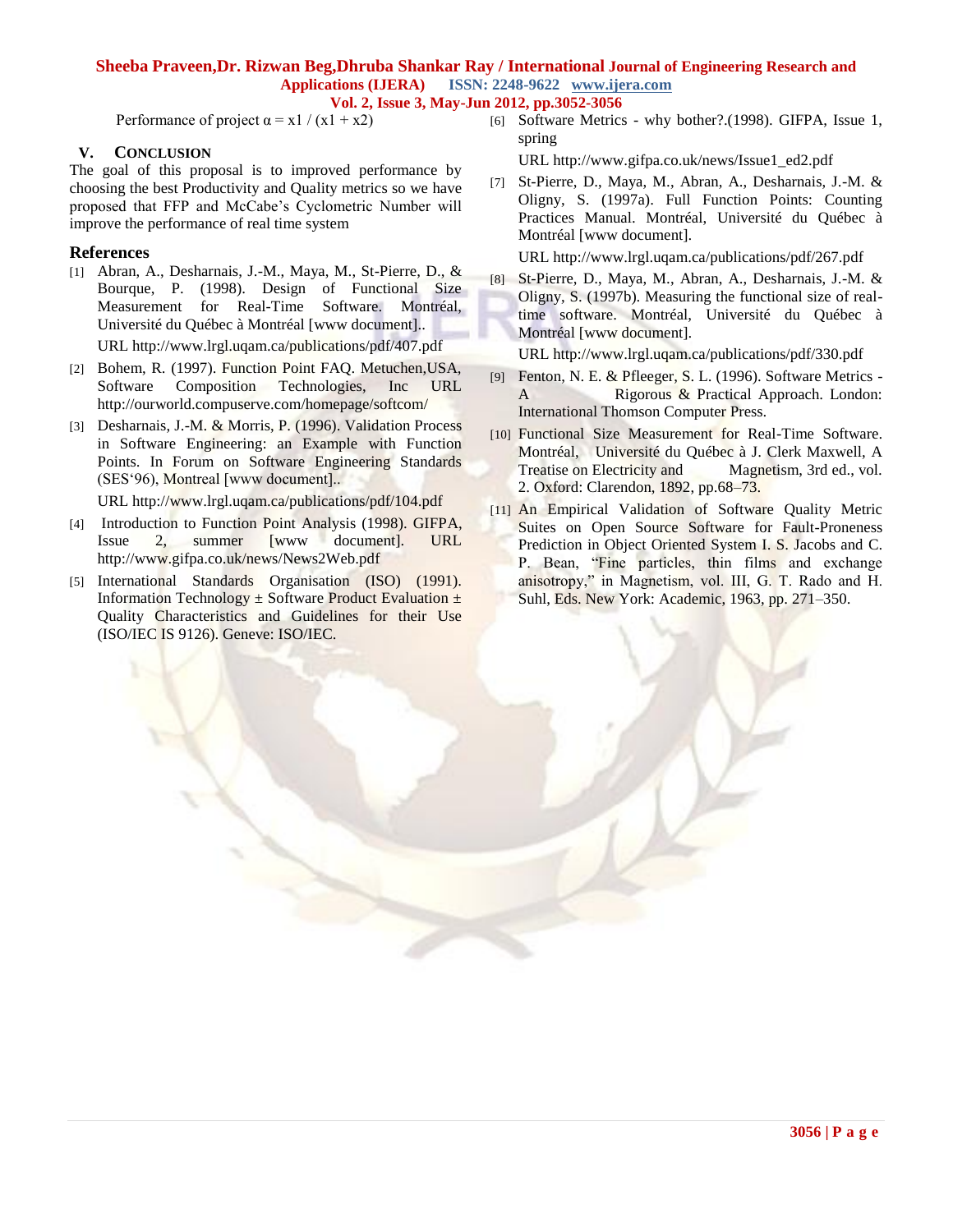Performance of project $\alpha = x1 / (x1 + x2)$

## V. CONCLUSION

The goal of this proposal is to improved performance by choosing the best Productivity and Quality metrics so we have proposed that FFP and McCabe's Cyclometric Number will improve the performance of real time system

## References

[1] Abran, A., Desharnais, J.-M., Maya, M., St-Pierre, D., & Bourque, P. (1998). Design of Functional Size Measurement for Real-Time Software. Montréal, Université du Québec à Montréal [www document].. URL http://www.lrgl.uqam.ca/publications/pdf/407.pdf

[2] Bohem, R. (1997). Function Point FAQ. Metuchen,USA, Software Composition Technologies, Inc URL http://ourworld.compuserve.com/homepage/softcom/

[3] Desharnais, J.-M. & Morris, P. (1996). Validation Process in Software Engineering: an Example with Function Points. In Forum on Software Engineering Standards (SES'96), Montreal [www document].. URL http://www.lrgl.uqam.ca/publications/pdf/104.pdf

[4] Introduction to Function Point Analysis (1998). GIFPA, Issue 2, summer [www document]. URL http://www.gifpa.co.uk/news/News2Web.pdf

[5] International Standards Organisation (ISO) (1991). Information Technology ± Software Product Evaluation ± Quality Characteristics and Guidelines for their Use (ISO/IEC IS 9126). Geneve: ISO/IEC.

[6] Software Metrics - why bother?.(1998). GIFPA, Issue 1, spring URL http://www.gifpa.co.uk/news/Issue1_ed2.pdf

[7] St-Pierre, D., Maya, M., Abran, A., Desharnais, J.-M. & Oligny, S. (1997a). Full Function Points: Counting Practices Manual. Montréal, Université du Québec à Montréal [www document]. URL http://www.lrgl.uqam.ca/publications/pdf/267.pdf

[8] St-Pierre, D., Maya, M., Abran, A., Desharnais, J.-M. & Oligny, S. (1997b). Measuring the functional size of real-time software. Montréal, Université du Québec à Montréal [www document]. URL http://www.lrgl.uqam.ca/publications/pdf/330.pdf

[9] Fenton, N. E. & Pfleeger, S. L. (1996). Software Metrics - A Rigorous & Practical Approach. London: International Thomson Computer Press.

[10] Functional Size Measurement for Real-Time Software. Montréal, Université du Québec à J. Clerk Maxwell, A Treatise on Electricity and Magnetism, 3rd ed., vol. 2. Oxford: Clarendon, 1892, pp.68–73.

[11] An Empirical Validation of Software Quality Metric Suites on Open Source Software for Fault-Proneness Prediction in Object Oriented System I. S. Jacobs and C. P. Bean, "Fine particles, thin films and exchange anisotropy," in Magnetism, vol. III, G. T. Rado and H. Suhl, Eds. New York: Academic, 1963, pp. 271–350.